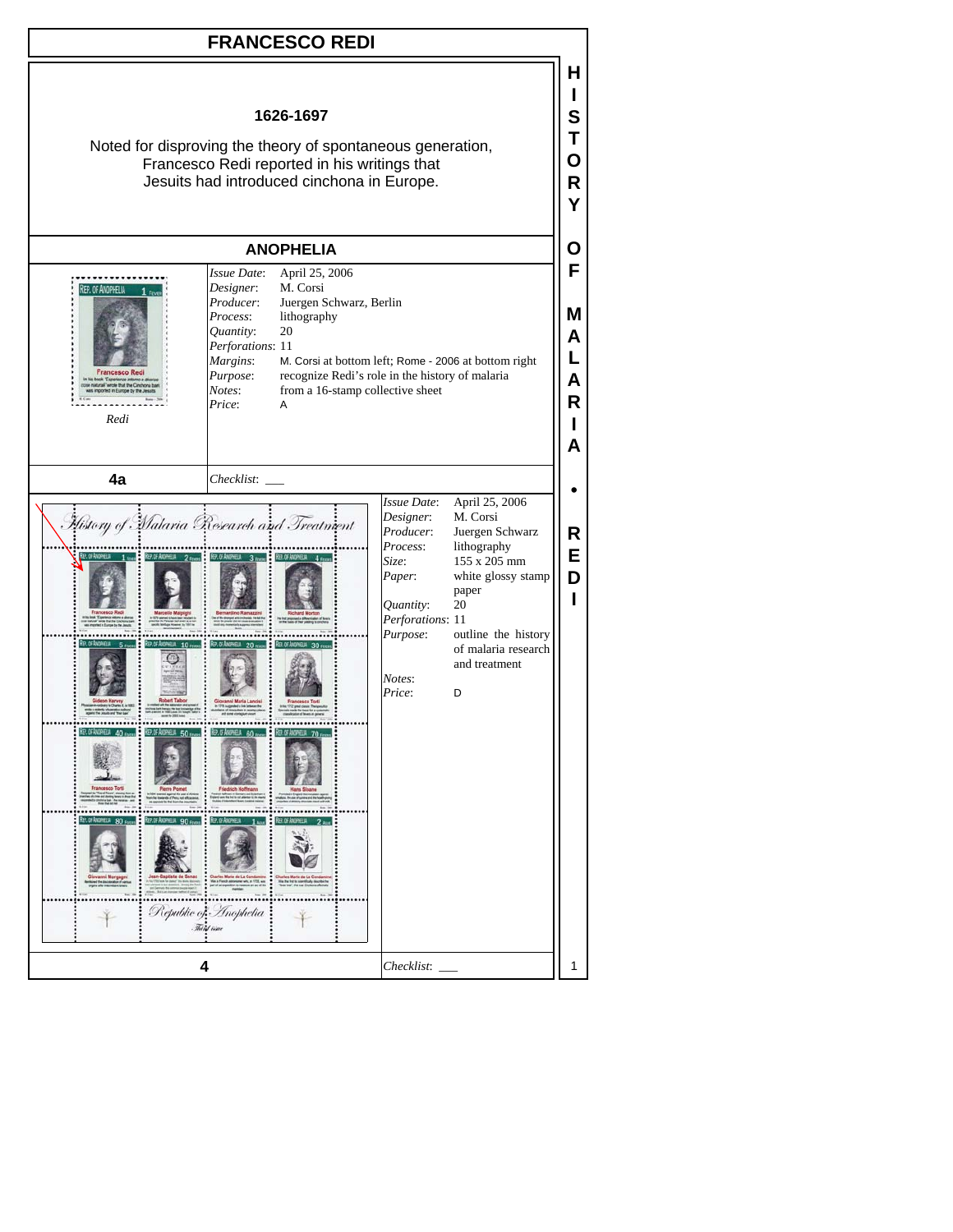# FRANCESCO REDI

**1626-1697**

Noted for disproving the theory of spontaneous generation, Francesco Redi reported in his writings that Jesuits had introduced cinchona in Europe.

## ANOPHELIA

*Redi*

| | |
|---|---|
| *Issue Date*: | April 25, 2006 |
| *Designer*: | M. Corsi |
| *Producer*: | Juergen Schwarz, Berlin |
| *Process*: | lithography |
| *Quantity*: | 20 |
| *Perforations*: | 11 |
| *Margins*: | M. Corsi at bottom left; Rome - 2006 at bottom right |
| *Purpose*: | recognize Redi's role in the history of malaria |
| *Notes*: | from a 16-stamp collective sheet |
| *Price*: | A |

**4a** *Checklist*: ___

| | |
|---|---|
| *Issue Date*: | April 25, 2006 |
| *Designer*: | M. Corsi |
| *Producer*: | Juergen Schwarz |
| *Process*: | lithography |
| *Size*: | 155 x 205 mm |
| *Paper*: | white glossy stamp paper |
| *Quantity*: | 20 |
| *Perforations*: | 11 |
| *Purpose*: | outline the history of malaria research and treatment |
| *Notes*: | |
| *Price*: | D |

**4** *Checklist*: ___

HISTORY OF MALARIA • REDI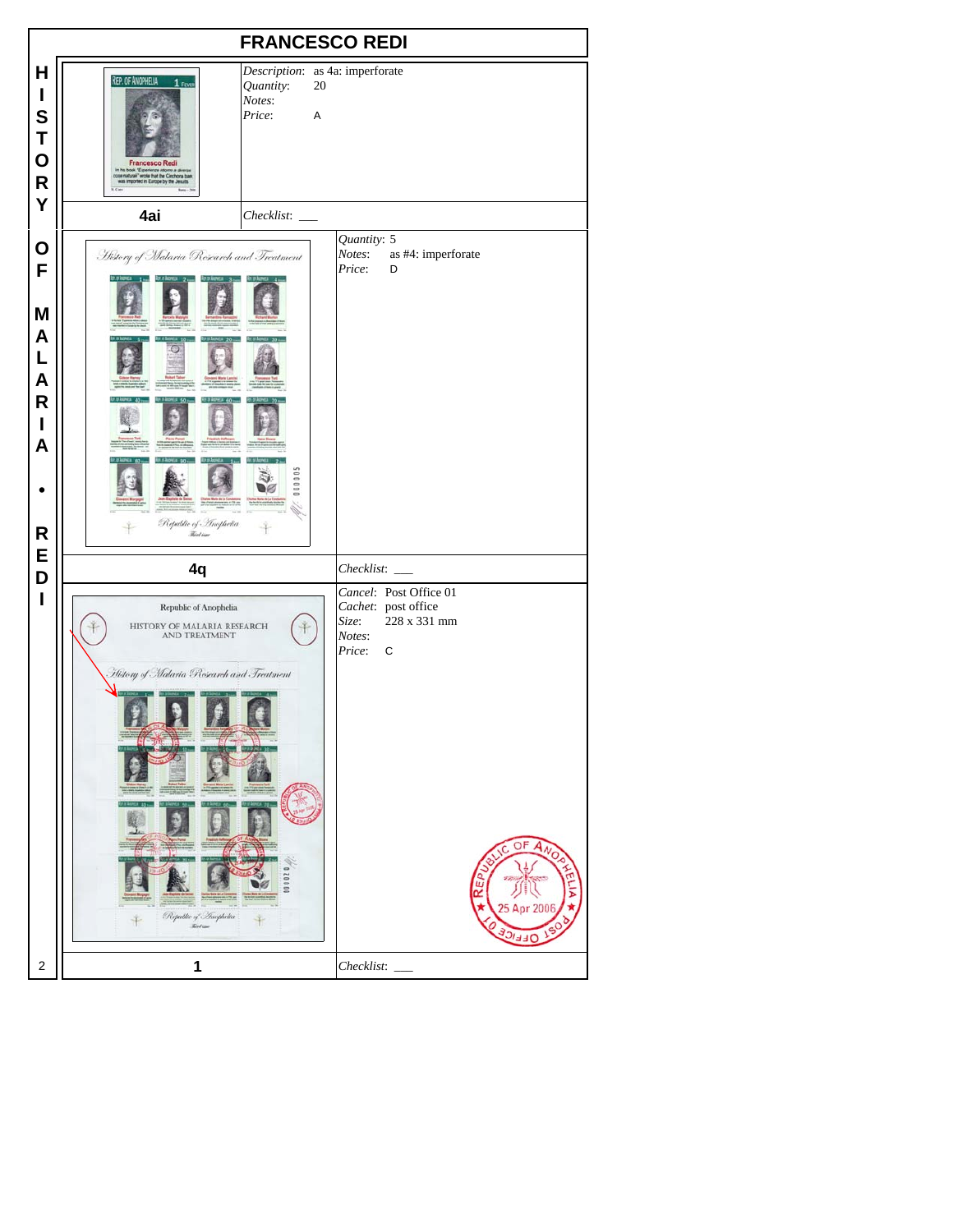# FRANCESCO REDI

HISTORY OF MALARIA • REDI

| | |
|---|---|
| **4ai** | *Description*: as 4a: imperforate<br>*Quantity*: 20<br>*Notes*:<br>*Price*: A<br><br>*Checklist*: ___ |
| **4q** | *Quantity*: 5<br>*Notes*: as #4: imperforate<br>*Price*: D<br><br>*Checklist*: ___ |
| **1** | *Cancel*: Post Office 01<br>*Cachet*: post office<br>*Size*: 228 x 331 mm<br>*Notes*:<br>*Price*: C<br><br>*Checklist*: ___ |